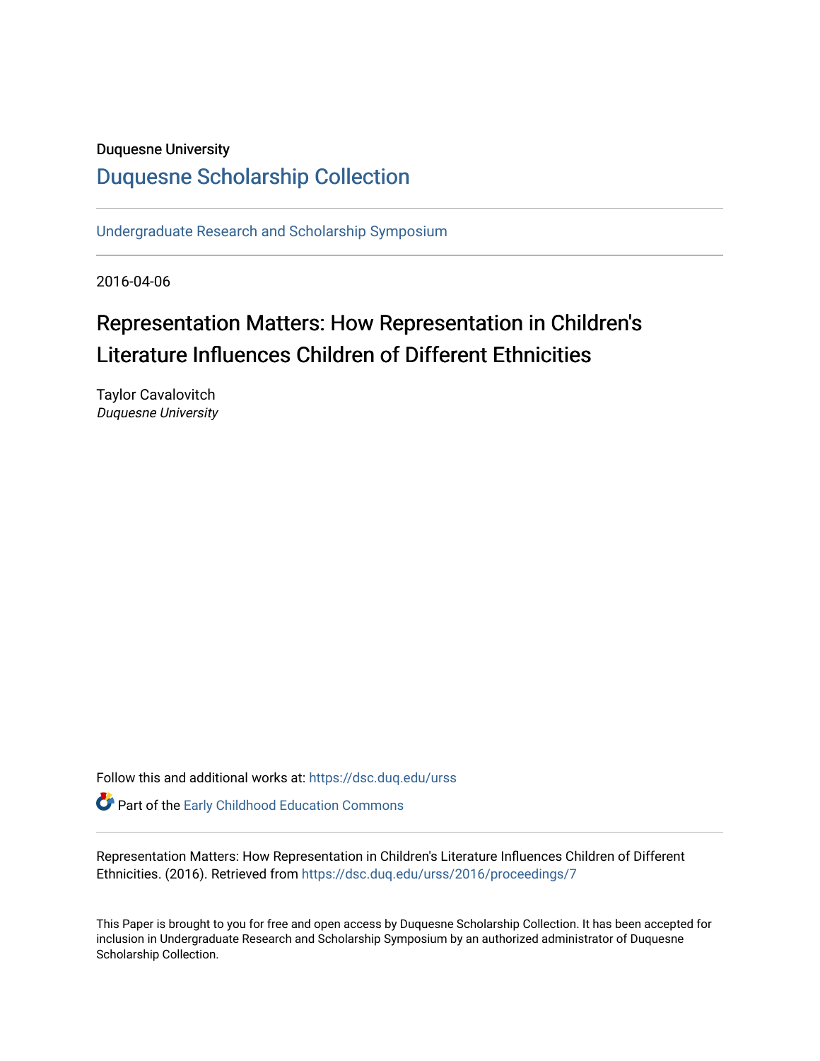Duquesne University

# Duquesne Scholarship Collection

Undergraduate Research and Scholarship Symposium

2016-04-06

## Representation Matters: How Representation in Children's Literature Influences Children of Different Ethnicities

Taylor Cavalovitch
*Duquesne University*

Follow this and additional works at: https://dsc.duq.edu/urss

Part of the Early Childhood Education Commons

Representation Matters: How Representation in Children's Literature Influences Children of Different Ethnicities. (2016). Retrieved from https://dsc.duq.edu/urss/2016/proceedings/7

This Paper is brought to you for free and open access by Duquesne Scholarship Collection. It has been accepted for inclusion in Undergraduate Research and Scholarship Symposium by an authorized administrator of Duquesne Scholarship Collection.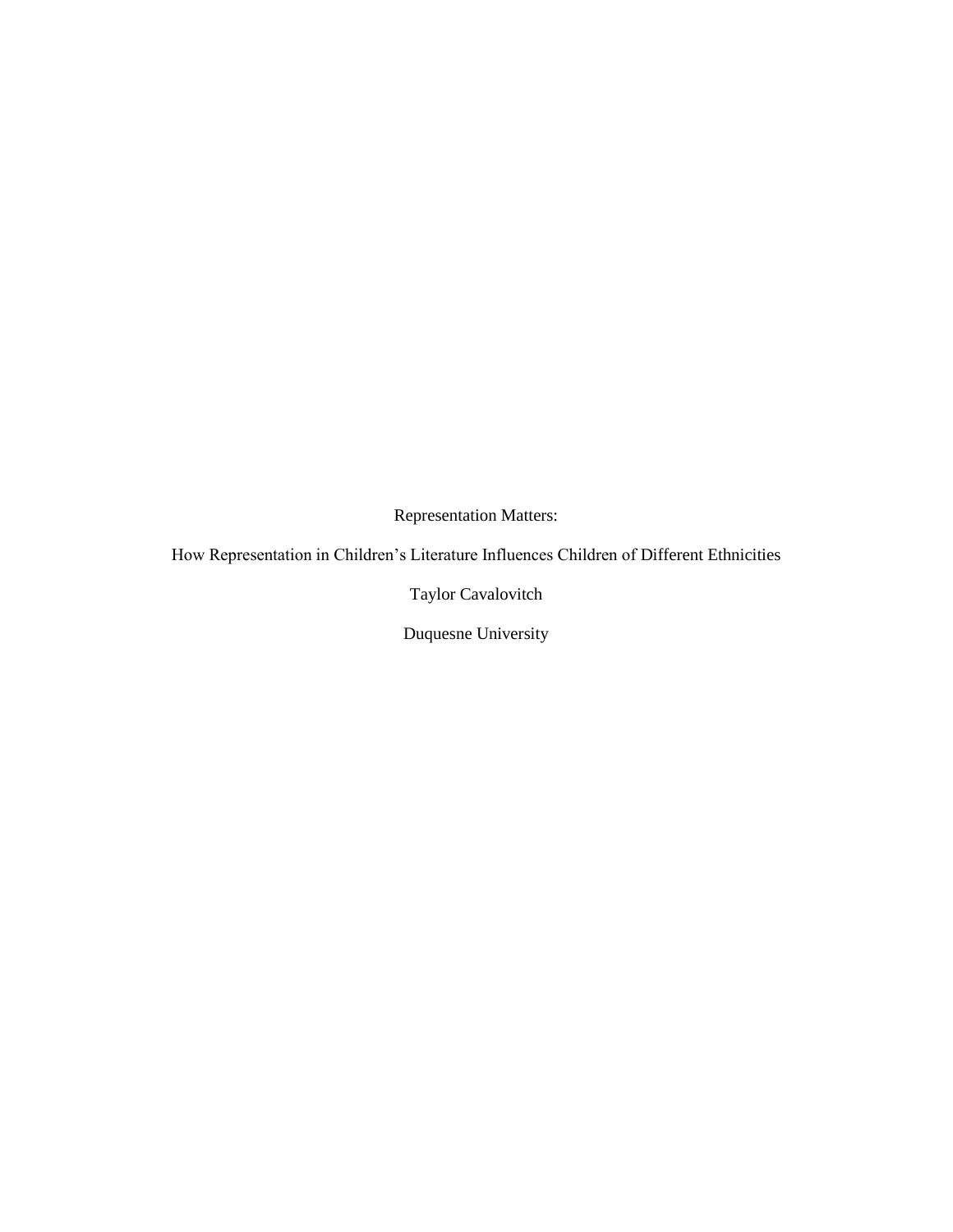Representation Matters:

How Representation in Children's Literature Influences Children of Different Ethnicities

Taylor Cavalovitch

Duquesne University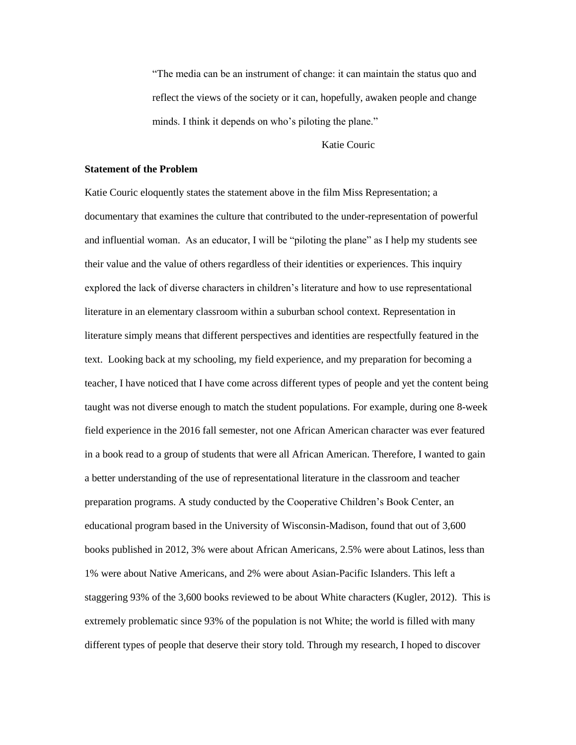> "The media can be an instrument of change: it can maintain the status quo and reflect the views of the society or it can, hopefully, awaken people and change minds. I think it depends on who's piloting the plane."
>
> Katie Couric

**Statement of the Problem**

Katie Couric eloquently states the statement above in the film Miss Representation; a documentary that examines the culture that contributed to the under-representation of powerful and influential woman. As an educator, I will be "piloting the plane" as I help my students see their value and the value of others regardless of their identities or experiences. This inquiry explored the lack of diverse characters in children's literature and how to use representational literature in an elementary classroom within a suburban school context. Representation in literature simply means that different perspectives and identities are respectfully featured in the text. Looking back at my schooling, my field experience, and my preparation for becoming a teacher, I have noticed that I have come across different types of people and yet the content being taught was not diverse enough to match the student populations. For example, during one 8-week field experience in the 2016 fall semester, not one African American character was ever featured in a book read to a group of students that were all African American. Therefore, I wanted to gain a better understanding of the use of representational literature in the classroom and teacher preparation programs. A study conducted by the Cooperative Children's Book Center, an educational program based in the University of Wisconsin-Madison, found that out of 3,600 books published in 2012, 3% were about African Americans, 2.5% were about Latinos, less than 1% were about Native Americans, and 2% were about Asian-Pacific Islanders. This left a staggering 93% of the 3,600 books reviewed to be about White characters (Kugler, 2012). This is extremely problematic since 93% of the population is not White; the world is filled with many different types of people that deserve their story told. Through my research, I hoped to discover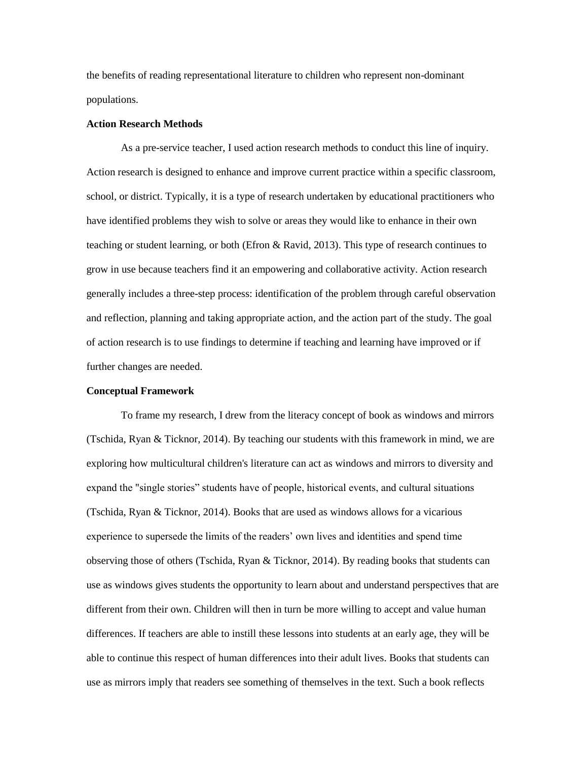the benefits of reading representational literature to children who represent non-dominant populations.

**Action Research Methods**

As a pre-service teacher, I used action research methods to conduct this line of inquiry. Action research is designed to enhance and improve current practice within a specific classroom, school, or district. Typically, it is a type of research undertaken by educational practitioners who have identified problems they wish to solve or areas they would like to enhance in their own teaching or student learning, or both (Efron & Ravid, 2013). This type of research continues to grow in use because teachers find it an empowering and collaborative activity. Action research generally includes a three-step process: identification of the problem through careful observation and reflection, planning and taking appropriate action, and the action part of the study. The goal of action research is to use findings to determine if teaching and learning have improved or if further changes are needed.

**Conceptual Framework**

To frame my research, I drew from the literacy concept of book as windows and mirrors (Tschida, Ryan & Ticknor, 2014). By teaching our students with this framework in mind, we are exploring how multicultural children's literature can act as windows and mirrors to diversity and expand the "single stories" students have of people, historical events, and cultural situations (Tschida, Ryan & Ticknor, 2014). Books that are used as windows allows for a vicarious experience to supersede the limits of the readers' own lives and identities and spend time observing those of others (Tschida, Ryan & Ticknor, 2014). By reading books that students can use as windows gives students the opportunity to learn about and understand perspectives that are different from their own. Children will then in turn be more willing to accept and value human differences. If teachers are able to instill these lessons into students at an early age, they will be able to continue this respect of human differences into their adult lives. Books that students can use as mirrors imply that readers see something of themselves in the text. Such a book reflects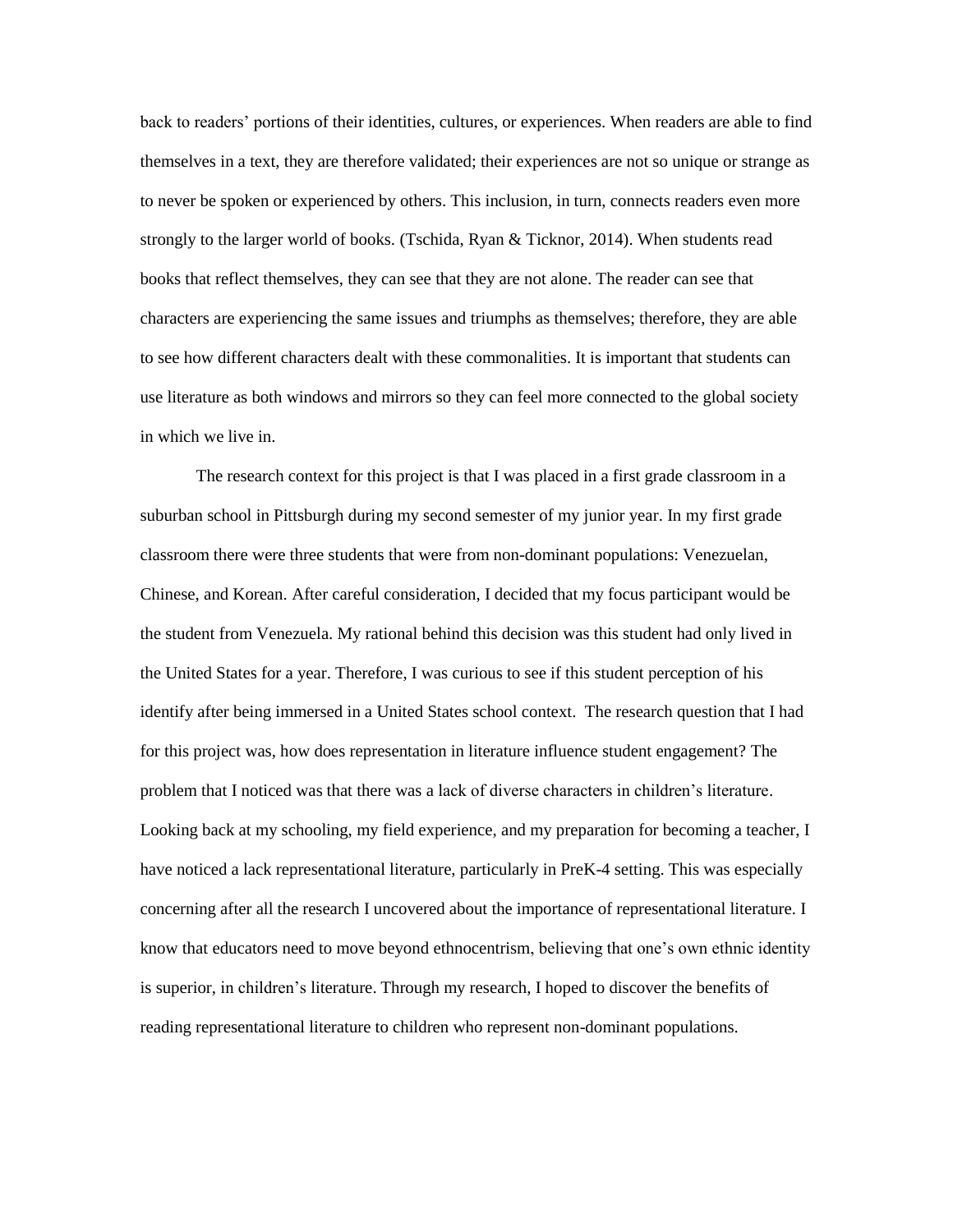back to readers' portions of their identities, cultures, or experiences. When readers are able to find themselves in a text, they are therefore validated; their experiences are not so unique or strange as to never be spoken or experienced by others. This inclusion, in turn, connects readers even more strongly to the larger world of books. (Tschida, Ryan & Ticknor, 2014). When students read books that reflect themselves, they can see that they are not alone. The reader can see that characters are experiencing the same issues and triumphs as themselves; therefore, they are able to see how different characters dealt with these commonalities. It is important that students can use literature as both windows and mirrors so they can feel more connected to the global society in which we live in.

The research context for this project is that I was placed in a first grade classroom in a suburban school in Pittsburgh during my second semester of my junior year. In my first grade classroom there were three students that were from non-dominant populations: Venezuelan, Chinese, and Korean. After careful consideration, I decided that my focus participant would be the student from Venezuela. My rational behind this decision was this student had only lived in the United States for a year. Therefore, I was curious to see if this student perception of his identify after being immersed in a United States school context. The research question that I had for this project was, how does representation in literature influence student engagement? The problem that I noticed was that there was a lack of diverse characters in children's literature. Looking back at my schooling, my field experience, and my preparation for becoming a teacher, I have noticed a lack representational literature, particularly in PreK-4 setting. This was especially concerning after all the research I uncovered about the importance of representational literature. I know that educators need to move beyond ethnocentrism, believing that one's own ethnic identity is superior, in children's literature. Through my research, I hoped to discover the benefits of reading representational literature to children who represent non-dominant populations.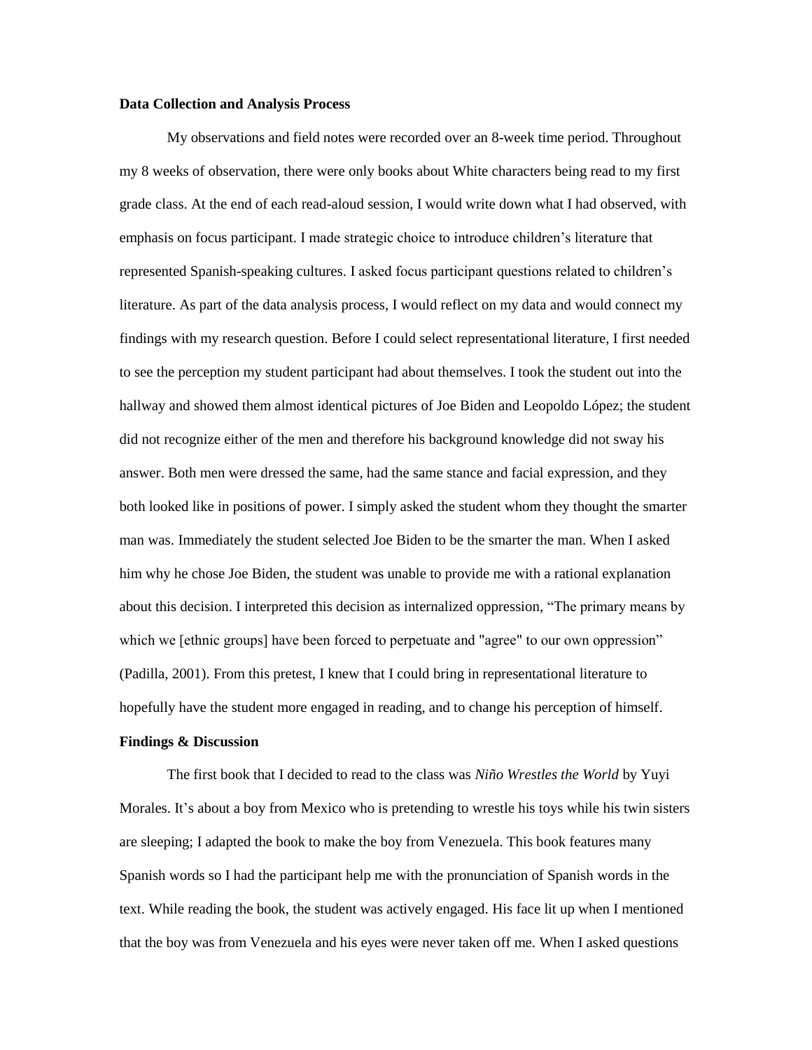**Data Collection and Analysis Process**

My observations and field notes were recorded over an 8-week time period. Throughout my 8 weeks of observation, there were only books about White characters being read to my first grade class. At the end of each read-aloud session, I would write down what I had observed, with emphasis on focus participant. I made strategic choice to introduce children's literature that represented Spanish-speaking cultures. I asked focus participant questions related to children's literature. As part of the data analysis process, I would reflect on my data and would connect my findings with my research question. Before I could select representational literature, I first needed to see the perception my student participant had about themselves. I took the student out into the hallway and showed them almost identical pictures of Joe Biden and Leopoldo López; the student did not recognize either of the men and therefore his background knowledge did not sway his answer. Both men were dressed the same, had the same stance and facial expression, and they both looked like in positions of power. I simply asked the student whom they thought the smarter man was. Immediately the student selected Joe Biden to be the smarter the man. When I asked him why he chose Joe Biden, the student was unable to provide me with a rational explanation about this decision. I interpreted this decision as internalized oppression, "The primary means by which we [ethnic groups] have been forced to perpetuate and "agree" to our own oppression" (Padilla, 2001). From this pretest, I knew that I could bring in representational literature to hopefully have the student more engaged in reading, and to change his perception of himself.

**Findings & Discussion**

The first book that I decided to read to the class was *Niño Wrestles the World* by Yuyi Morales. It's about a boy from Mexico who is pretending to wrestle his toys while his twin sisters are sleeping; I adapted the book to make the boy from Venezuela. This book features many Spanish words so I had the participant help me with the pronunciation of Spanish words in the text. While reading the book, the student was actively engaged. His face lit up when I mentioned that the boy was from Venezuela and his eyes were never taken off me. When I asked questions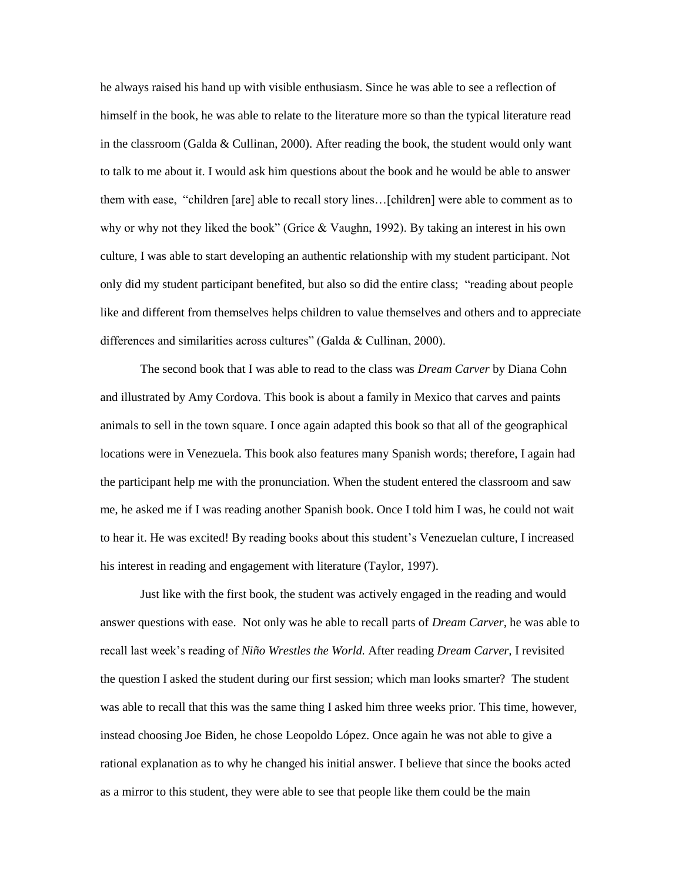he always raised his hand up with visible enthusiasm. Since he was able to see a reflection of himself in the book, he was able to relate to the literature more so than the typical literature read in the classroom (Galda & Cullinan, 2000). After reading the book, the student would only want to talk to me about it. I would ask him questions about the book and he would be able to answer them with ease, "children [are] able to recall story lines…[children] were able to comment as to why or why not they liked the book" (Grice & Vaughn, 1992). By taking an interest in his own culture, I was able to start developing an authentic relationship with my student participant. Not only did my student participant benefited, but also so did the entire class; "reading about people like and different from themselves helps children to value themselves and others and to appreciate differences and similarities across cultures" (Galda & Cullinan, 2000).

The second book that I was able to read to the class was *Dream Carver* by Diana Cohn and illustrated by Amy Cordova. This book is about a family in Mexico that carves and paints animals to sell in the town square. I once again adapted this book so that all of the geographical locations were in Venezuela. This book also features many Spanish words; therefore, I again had the participant help me with the pronunciation. When the student entered the classroom and saw me, he asked me if I was reading another Spanish book. Once I told him I was, he could not wait to hear it. He was excited! By reading books about this student's Venezuelan culture, I increased his interest in reading and engagement with literature (Taylor, 1997).

Just like with the first book, the student was actively engaged in the reading and would answer questions with ease. Not only was he able to recall parts of *Dream Carver*, he was able to recall last week's reading of *Niño Wrestles the World.* After reading *Dream Carver,* I revisited the question I asked the student during our first session; which man looks smarter? The student was able to recall that this was the same thing I asked him three weeks prior. This time, however, instead choosing Joe Biden, he chose Leopoldo López. Once again he was not able to give a rational explanation as to why he changed his initial answer. I believe that since the books acted as a mirror to this student, they were able to see that people like them could be the main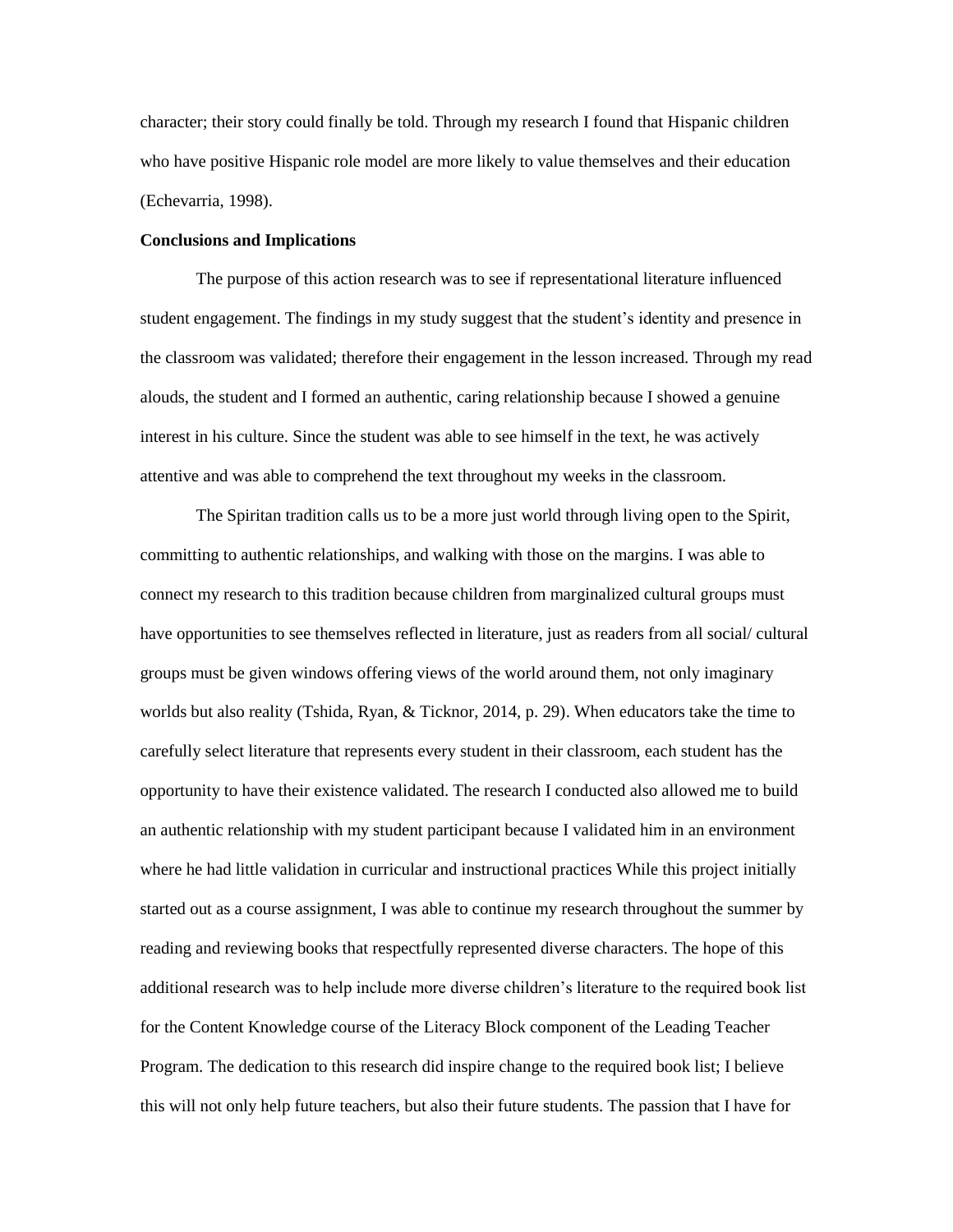character; their story could finally be told. Through my research I found that Hispanic children who have positive Hispanic role model are more likely to value themselves and their education (Echevarria, 1998).

**Conclusions and Implications**

The purpose of this action research was to see if representational literature influenced student engagement. The findings in my study suggest that the student's identity and presence in the classroom was validated; therefore their engagement in the lesson increased. Through my read alouds, the student and I formed an authentic, caring relationship because I showed a genuine interest in his culture. Since the student was able to see himself in the text, he was actively attentive and was able to comprehend the text throughout my weeks in the classroom.

The Spiritan tradition calls us to be a more just world through living open to the Spirit, committing to authentic relationships, and walking with those on the margins. I was able to connect my research to this tradition because children from marginalized cultural groups must have opportunities to see themselves reflected in literature, just as readers from all social/ cultural groups must be given windows offering views of the world around them, not only imaginary worlds but also reality (Tshida, Ryan, & Ticknor, 2014, p. 29). When educators take the time to carefully select literature that represents every student in their classroom, each student has the opportunity to have their existence validated. The research I conducted also allowed me to build an authentic relationship with my student participant because I validated him in an environment where he had little validation in curricular and instructional practices While this project initially started out as a course assignment, I was able to continue my research throughout the summer by reading and reviewing books that respectfully represented diverse characters. The hope of this additional research was to help include more diverse children's literature to the required book list for the Content Knowledge course of the Literacy Block component of the Leading Teacher Program. The dedication to this research did inspire change to the required book list; I believe this will not only help future teachers, but also their future students. The passion that I have for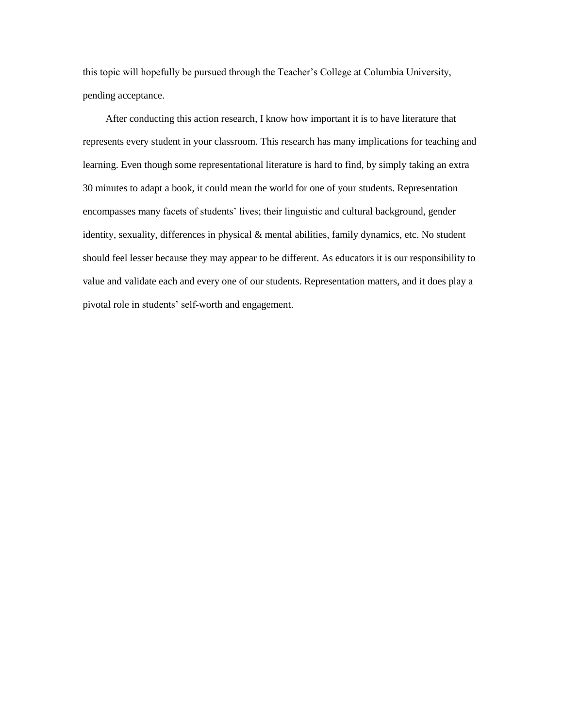this topic will hopefully be pursued through the Teacher's College at Columbia University, pending acceptance.

After conducting this action research, I know how important it is to have literature that represents every student in your classroom. This research has many implications for teaching and learning. Even though some representational literature is hard to find, by simply taking an extra 30 minutes to adapt a book, it could mean the world for one of your students. Representation encompasses many facets of students' lives; their linguistic and cultural background, gender identity, sexuality, differences in physical & mental abilities, family dynamics, etc. No student should feel lesser because they may appear to be different. As educators it is our responsibility to value and validate each and every one of our students. Representation matters, and it does play a pivotal role in students' self-worth and engagement.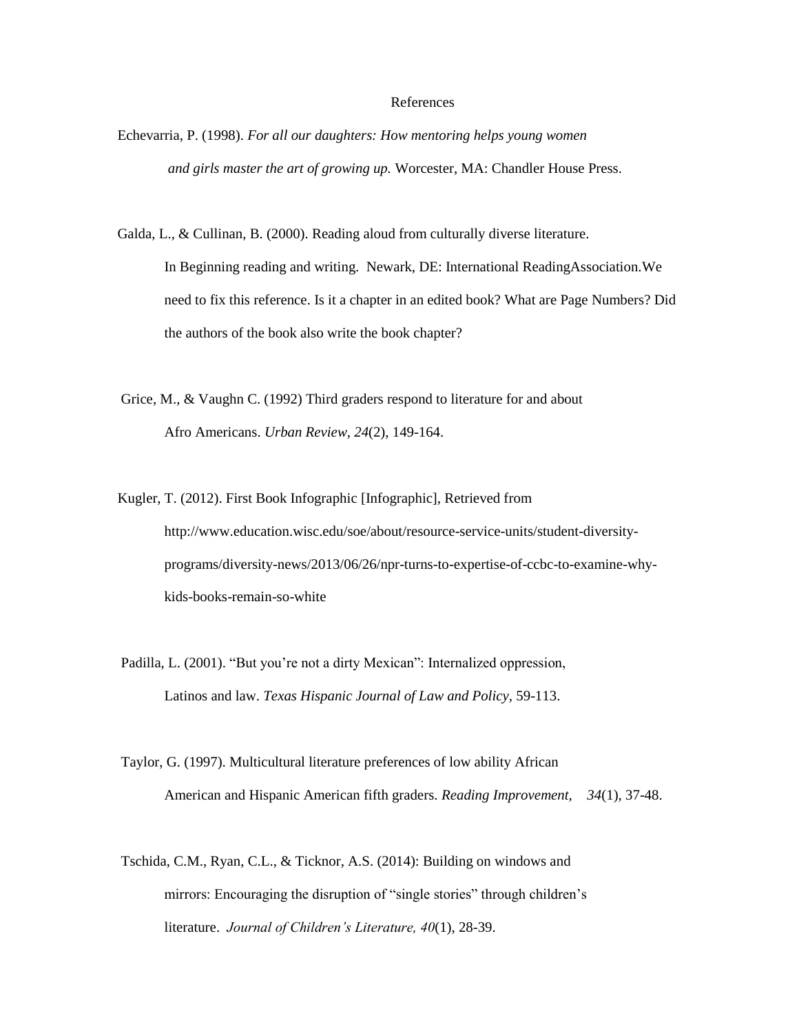# References

Echevarria, P. (1998). *For all our daughters: How mentoring helps young women and girls master the art of growing up.* Worcester, MA: Chandler House Press.

Galda, L., & Cullinan, B. (2000). Reading aloud from culturally diverse literature. In Beginning reading and writing. Newark, DE: International ReadingAssociation.We need to fix this reference. Is it a chapter in an edited book? What are Page Numbers? Did the authors of the book also write the book chapter?

Grice, M., & Vaughn C. (1992) Third graders respond to literature for and about Afro Americans. *Urban Review, 24*(2), 149-164.

Kugler, T. (2012). First Book Infographic [Infographic], Retrieved from http://www.education.wisc.edu/soe/about/resource-service-units/student-diversity-programs/diversity-news/2013/06/26/npr-turns-to-expertise-of-ccbc-to-examine-why-kids-books-remain-so-white

Padilla, L. (2001). "But you're not a dirty Mexican": Internalized oppression, Latinos and law. *Texas Hispanic Journal of Law and Policy*, 59-113.

Taylor, G. (1997). Multicultural literature preferences of low ability African American and Hispanic American fifth graders. *Reading Improvement, 34*(1), 37-48.

Tschida, C.M., Ryan, C.L., & Ticknor, A.S. (2014): Building on windows and mirrors: Encouraging the disruption of "single stories" through children's literature. *Journal of Children's Literature, 40*(1), 28-39.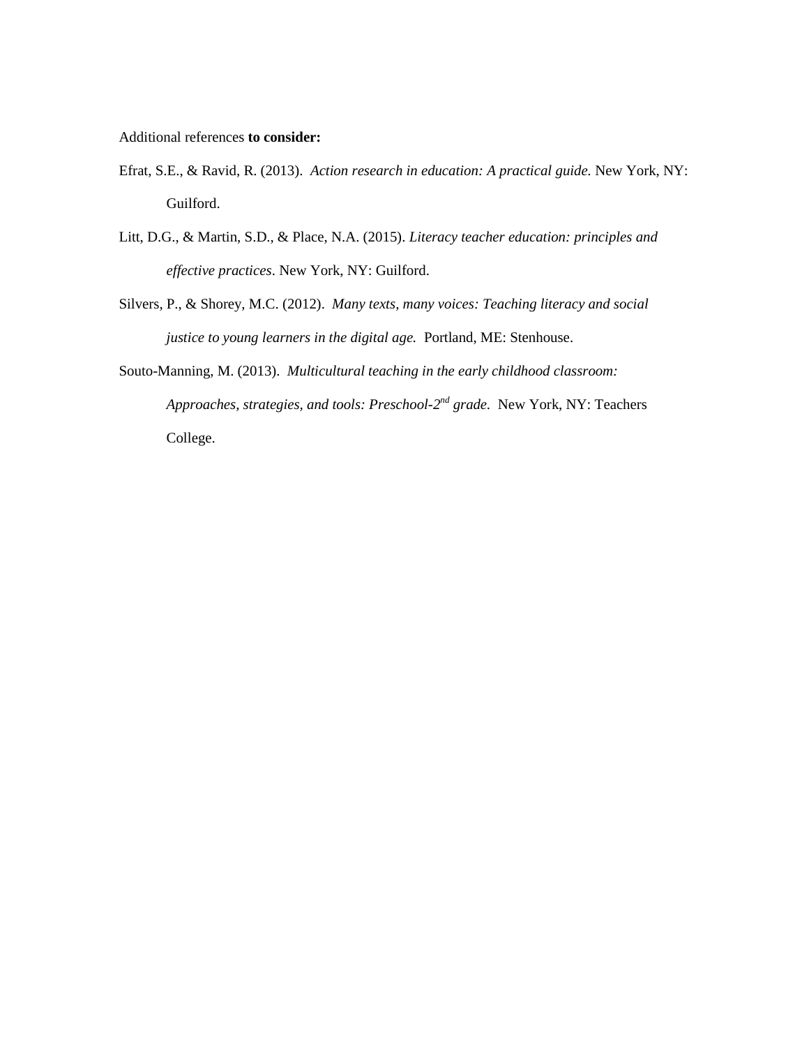Additional references **to consider:**

Efrat, S.E., & Ravid, R. (2013). *Action research in education: A practical guide.* New York, NY: Guilford.

Litt, D.G., & Martin, S.D., & Place, N.A. (2015). *Literacy teacher education: principles and effective practices*. New York, NY: Guilford.

Silvers, P., & Shorey, M.C. (2012). *Many texts, many voices: Teaching literacy and social justice to young learners in the digital age.* Portland, ME: Stenhouse.

Souto-Manning, M. (2013). *Multicultural teaching in the early childhood classroom: Approaches, strategies, and tools: Preschool-2nd grade*. New York, NY: Teachers College.